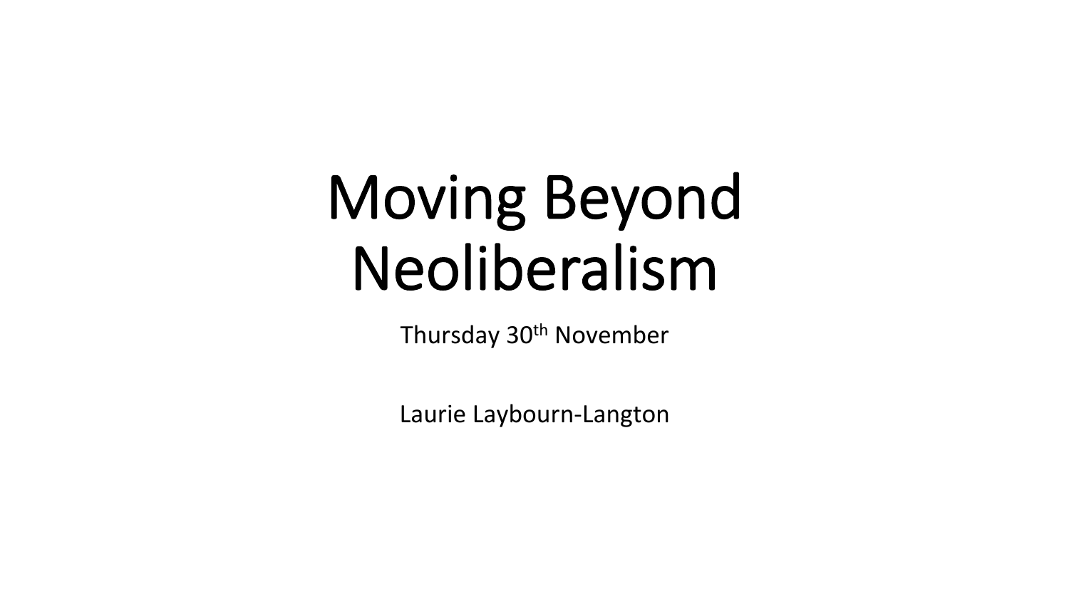# Moving Beyond Neoliberalism

Thursday 30th November

Laurie Laybourn-Langton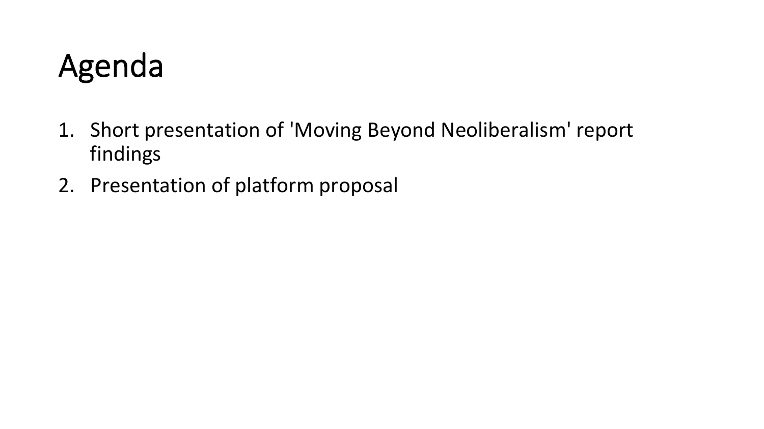# Agenda

1. Short presentation of 'Moving Beyond Neoliberalism' report findings
2. Presentation of platform proposal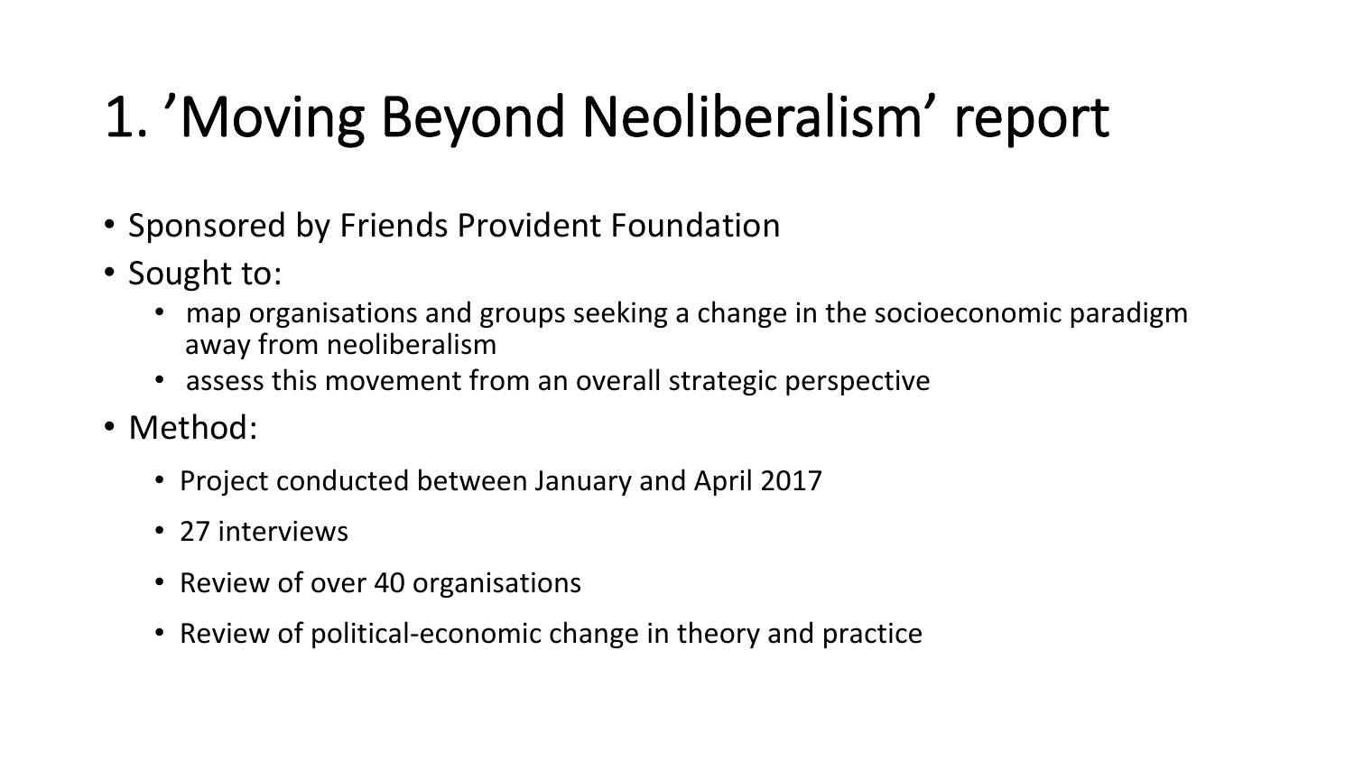# 1. 'Moving Beyond Neoliberalism' report

- Sponsored by Friends Provident Foundation
- Sought to:
  - map organisations and groups seeking a change in the socioeconomic paradigm away from neoliberalism
  - assess this movement from an overall strategic perspective
- Method:
  - Project conducted between January and April 2017
  - 27 interviews
  - Review of over 40 organisations
  - Review of political-economic change in theory and practice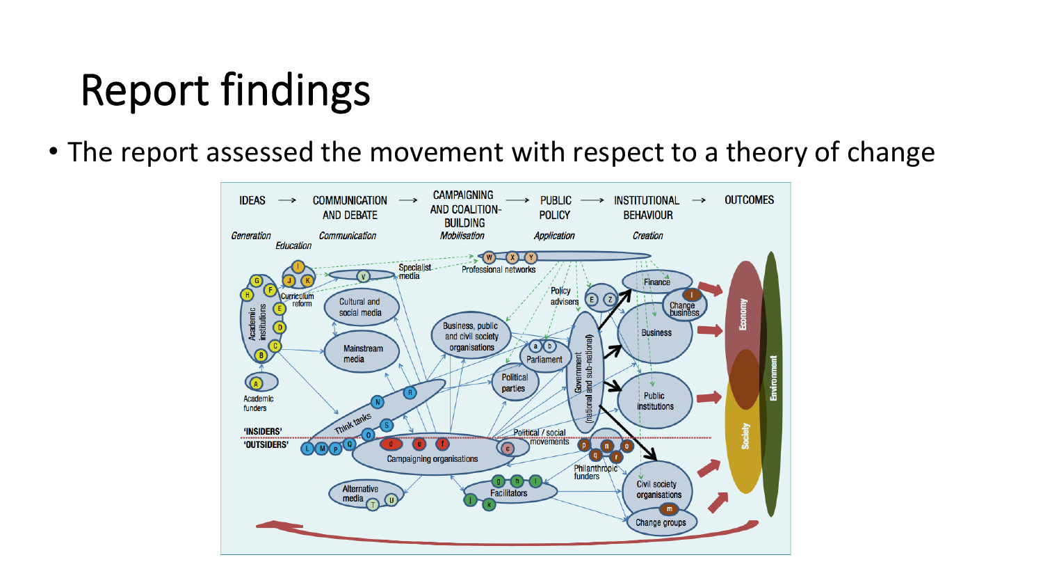# Report findings

- The report assessed the movement with respect to a theory of change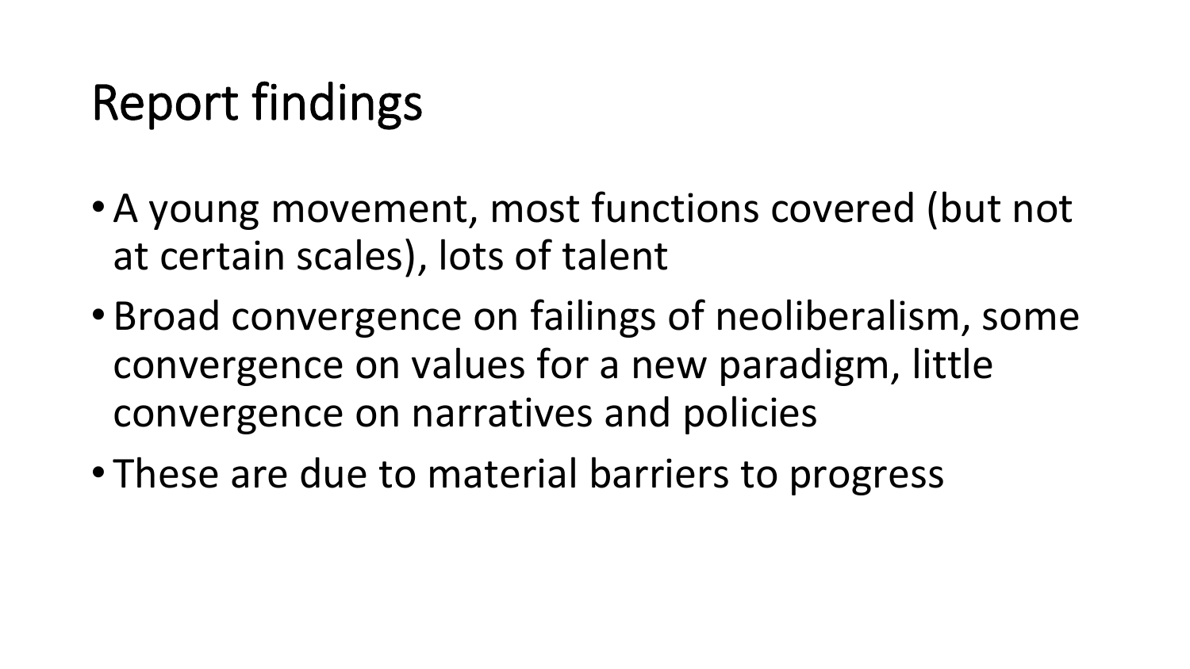# Report findings

- A young movement, most functions covered (but not at certain scales), lots of talent
- Broad convergence on failings of neoliberalism, some convergence on values for a new paradigm, little convergence on narratives and policies
- These are due to material barriers to progress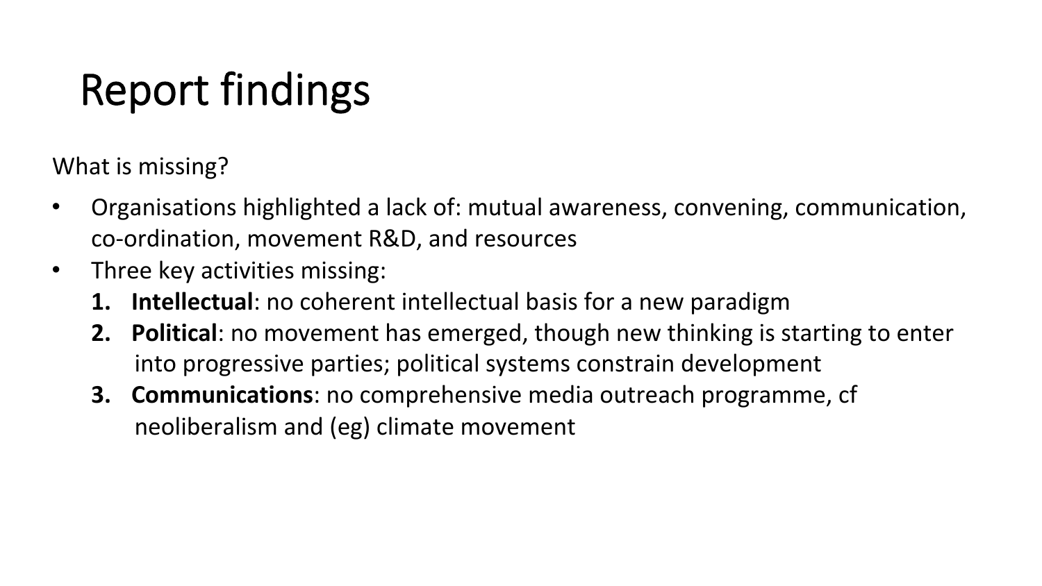# Report findings

What is missing?

- Organisations highlighted a lack of: mutual awareness, convening, communication, co-ordination, movement R&D, and resources
- Three key activities missing:
  1. **Intellectual**: no coherent intellectual basis for a new paradigm
  2. **Political**: no movement has emerged, though new thinking is starting to enter into progressive parties; political systems constrain development
  3. **Communications**: no comprehensive media outreach programme, cf neoliberalism and (eg) climate movement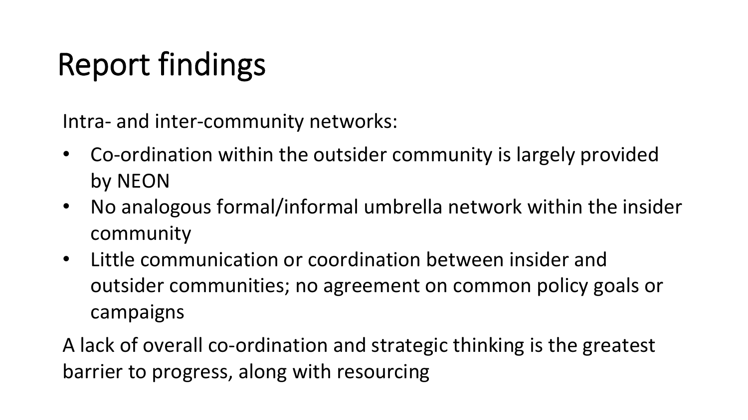# Report findings

Intra- and inter-community networks:

- Co-ordination within the outsider community is largely provided by NEON
- No analogous formal/informal umbrella network within the insider community
- Little communication or coordination between insider and outsider communities; no agreement on common policy goals or campaigns

A lack of overall co-ordination and strategic thinking is the greatest barrier to progress, along with resourcing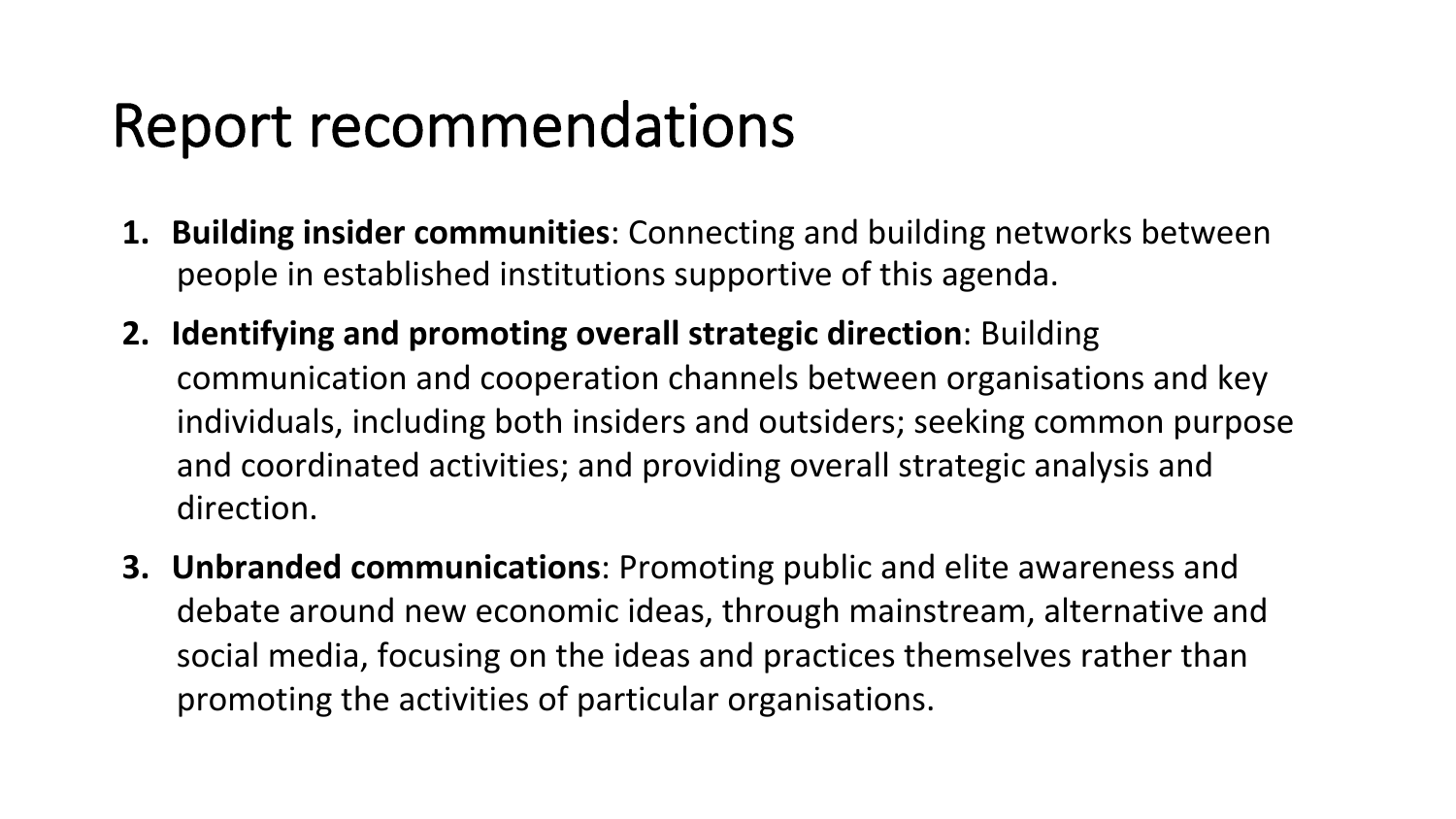# Report recommendations

1. **Building insider communities**: Connecting and building networks between people in established institutions supportive of this agenda.
2. **Identifying and promoting overall strategic direction**: Building communication and cooperation channels between organisations and key individuals, including both insiders and outsiders; seeking common purpose and coordinated activities; and providing overall strategic analysis and direction.
3. **Unbranded communications**: Promoting public and elite awareness and debate around new economic ideas, through mainstream, alternative and social media, focusing on the ideas and practices themselves rather than promoting the activities of particular organisations.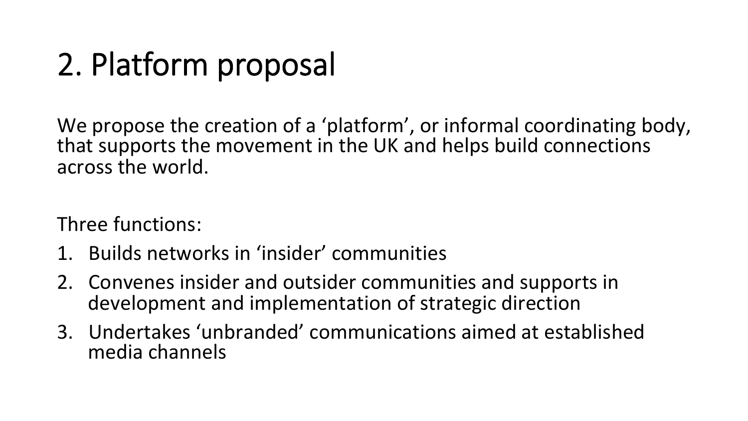# 2. Platform proposal

We propose the creation of a ‘platform’, or informal coordinating body, that supports the movement in the UK and helps build connections across the world.

Three functions:

1. Builds networks in ‘insider’ communities
2. Convenes insider and outsider communities and supports in development and implementation of strategic direction
3. Undertakes ‘unbranded’ communications aimed at established media channels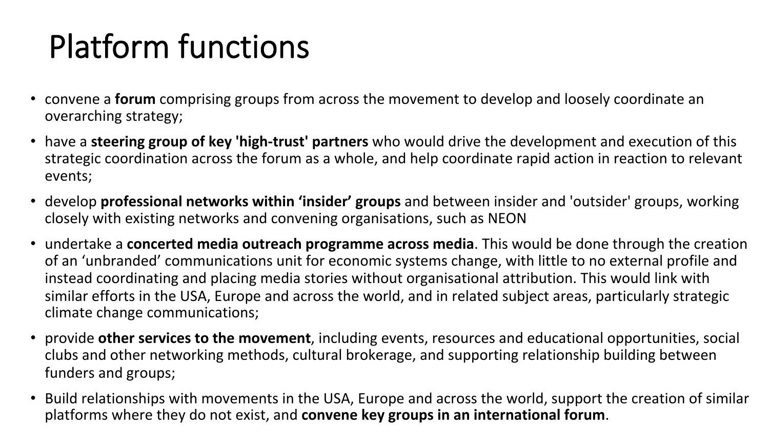# Platform functions

- convene a **forum** comprising groups from across the movement to develop and loosely coordinate an overarching strategy;
- have a **steering group of key 'high-trust' partners** who would drive the development and execution of this strategic coordination across the forum as a whole, and help coordinate rapid action in reaction to relevant events;
- develop **professional networks within 'insider' groups** and between insider and 'outsider' groups, working closely with existing networks and convening organisations, such as NEON
- undertake a **concerted media outreach programme across media**. This would be done through the creation of an 'unbranded' communications unit for economic systems change, with little to no external profile and instead coordinating and placing media stories without organisational attribution. This would link with similar efforts in the USA, Europe and across the world, and in related subject areas, particularly strategic climate change communications;
- provide **other services to the movement**, including events, resources and educational opportunities, social clubs and other networking methods, cultural brokerage, and supporting relationship building between funders and groups;
- Build relationships with movements in the USA, Europe and across the world, support the creation of similar platforms where they do not exist, and **convene key groups in an international forum**.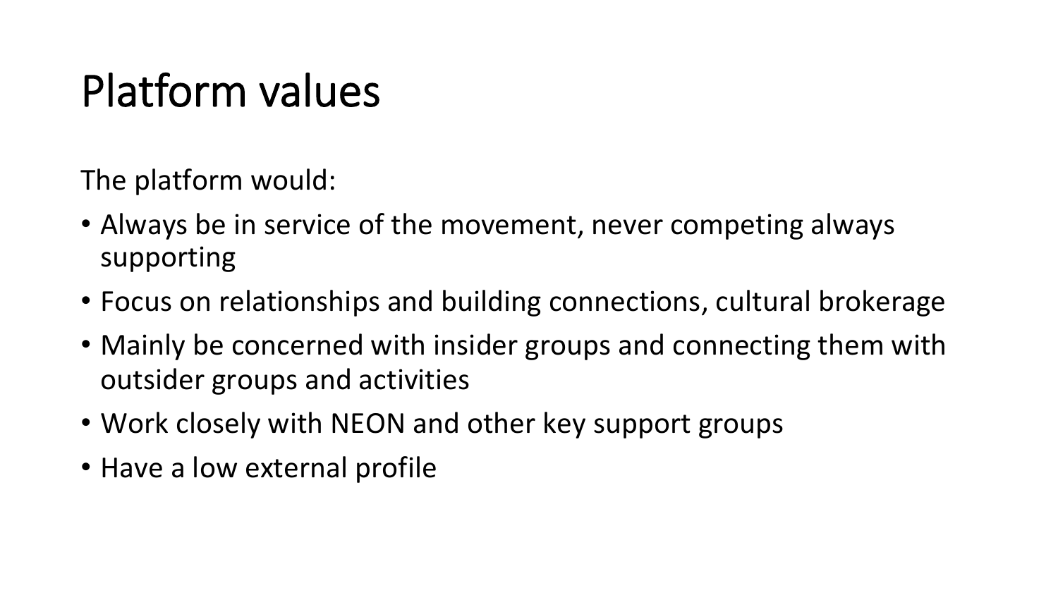# Platform values

The platform would:

- Always be in service of the movement, never competing always supporting
- Focus on relationships and building connections, cultural brokerage
- Mainly be concerned with insider groups and connecting them with outsider groups and activities
- Work closely with NEON and other key support groups
- Have a low external profile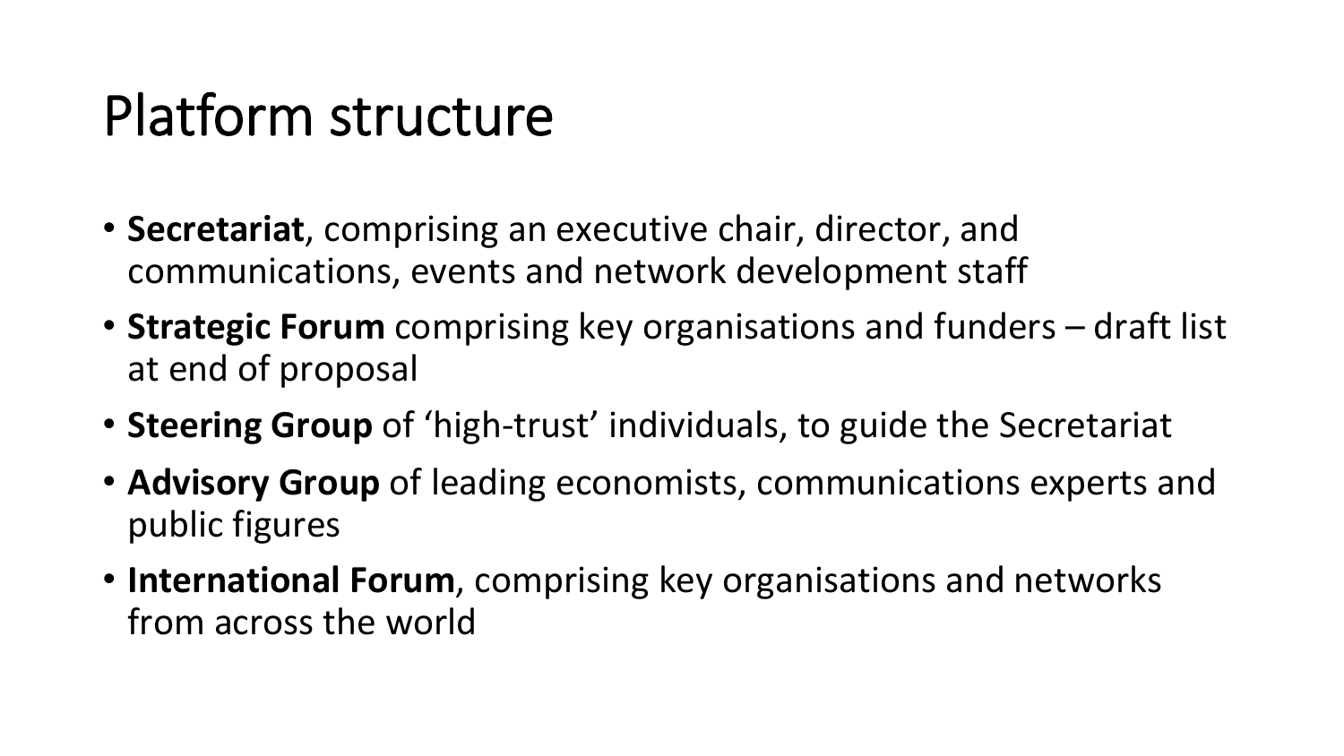# Platform structure

- **Secretariat**, comprising an executive chair, director, and communications, events and network development staff
- **Strategic Forum** comprising key organisations and funders – draft list at end of proposal
- **Steering Group** of 'high-trust' individuals, to guide the Secretariat
- **Advisory Group** of leading economists, communications experts and public figures
- **International Forum**, comprising key organisations and networks from across the world